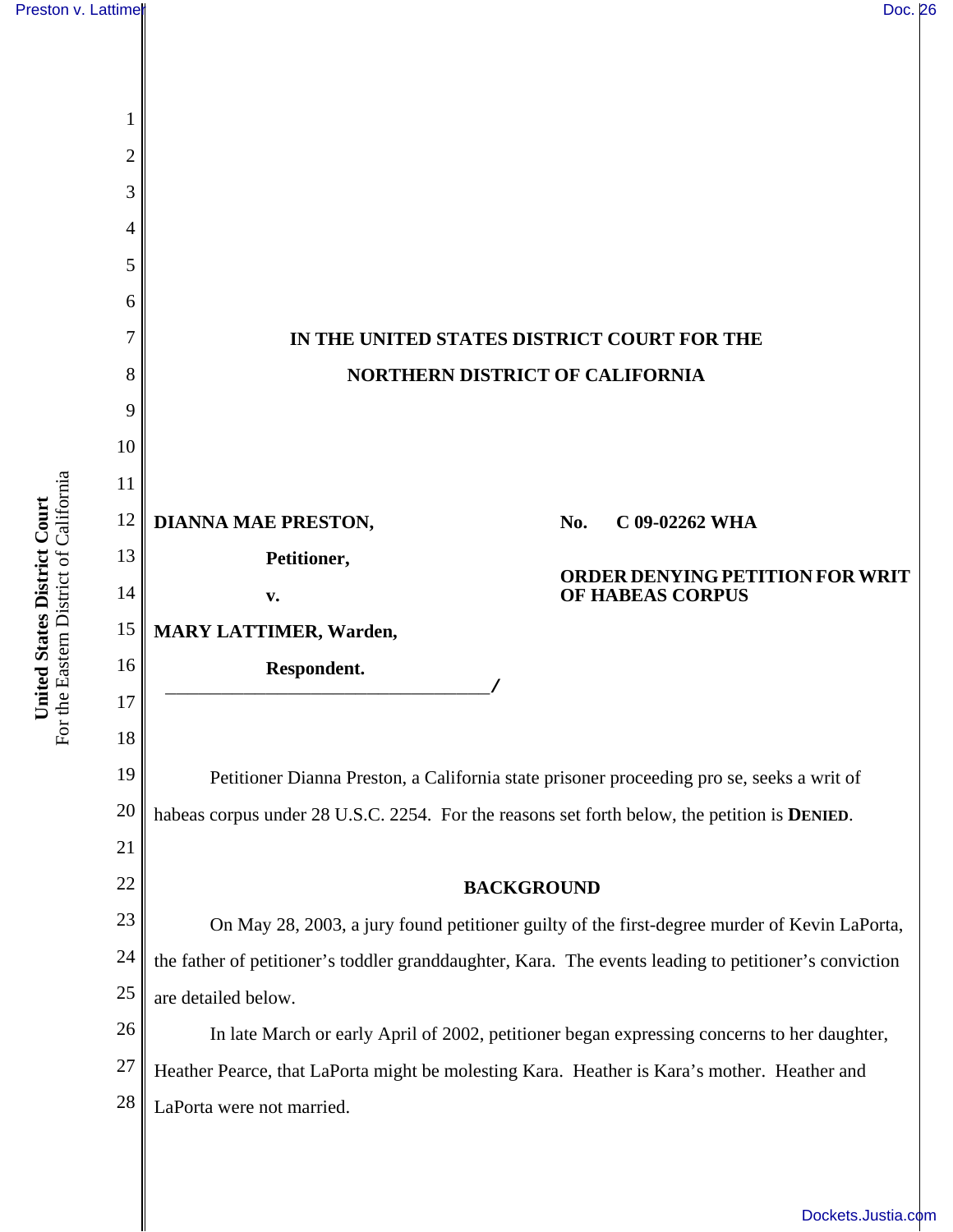# IN THE UNITED STATES DISTRICT COURT FOR THE NORTHERN DISTRICT OF CALIFORNIA

**DIANNA MAE PRESTON,**

**Petitioner,**

**v.**

**MARY LATTIMER, Warden,**

**Respondent.**

**No. C 09-02262 WHA**

**ORDER DENYING PETITION FOR WRIT OF HABEAS CORPUS**

Petitioner Dianna Preston, a California state prisoner proceeding pro se, seeks a writ of habeas corpus under 28 U.S.C. 2254. For the reasons set forth below, the petition is **DENIED**.

## BACKGROUND

On May 28, 2003, a jury found petitioner guilty of the first-degree murder of Kevin LaPorta, the father of petitioner's toddler granddaughter, Kara. The events leading to petitioner's conviction are detailed below.

In late March or early April of 2002, petitioner began expressing concerns to her daughter, Heather Pearce, that LaPorta might be molesting Kara. Heather is Kara's mother. Heather and LaPorta were not married.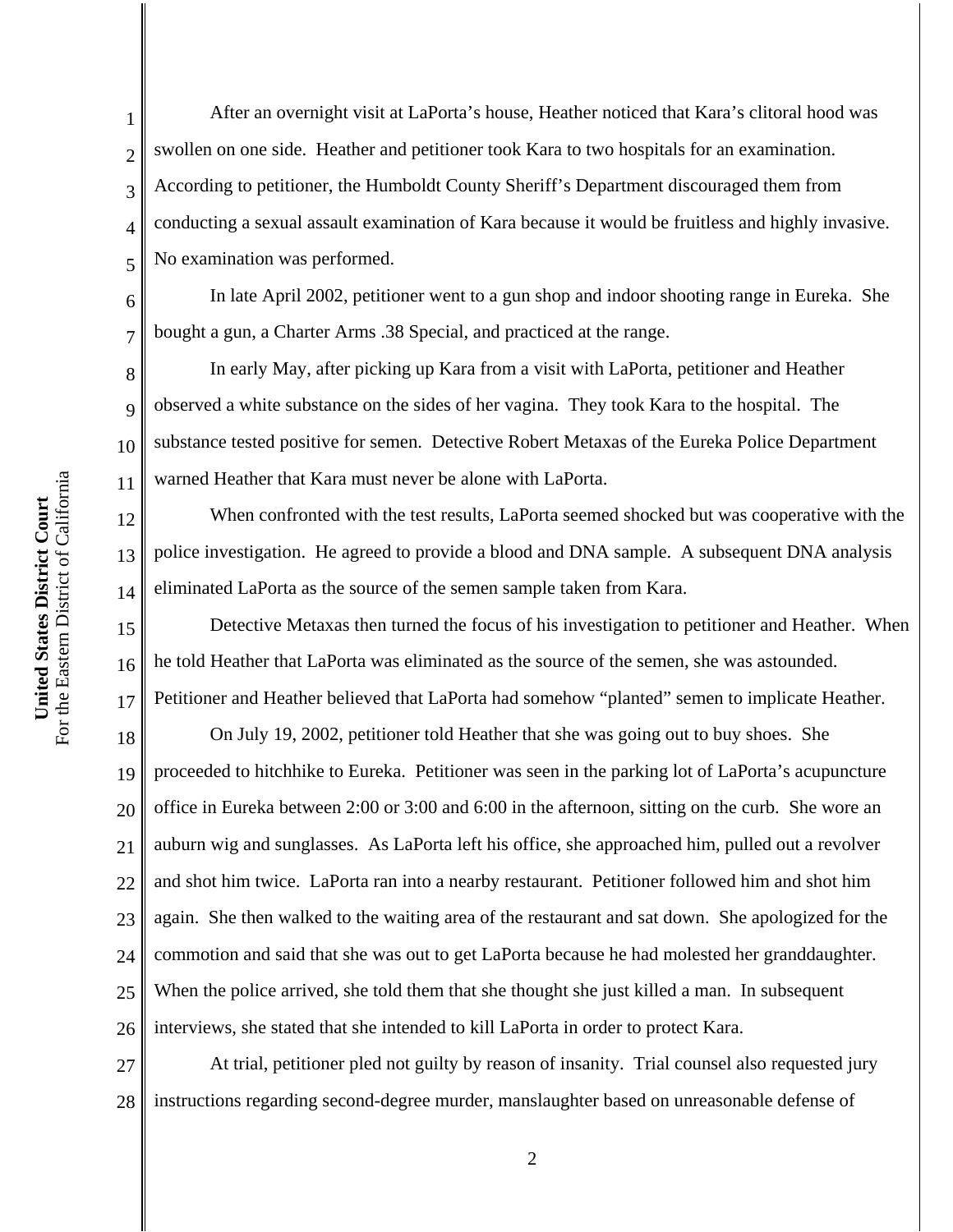After an overnight visit at LaPorta's house, Heather noticed that Kara's clitoral hood was swollen on one side. Heather and petitioner took Kara to two hospitals for an examination. According to petitioner, the Humboldt County Sheriff's Department discouraged them from conducting a sexual assault examination of Kara because it would be fruitless and highly invasive. No examination was performed.

In late April 2002, petitioner went to a gun shop and indoor shooting range in Eureka. She bought a gun, a Charter Arms .38 Special, and practiced at the range.

In early May, after picking up Kara from a visit with LaPorta, petitioner and Heather observed a white substance on the sides of her vagina. They took Kara to the hospital. The substance tested positive for semen. Detective Robert Metaxas of the Eureka Police Department warned Heather that Kara must never be alone with LaPorta.

When confronted with the test results, LaPorta seemed shocked but was cooperative with the police investigation. He agreed to provide a blood and DNA sample. A subsequent DNA analysis eliminated LaPorta as the source of the semen sample taken from Kara.

Detective Metaxas then turned the focus of his investigation to petitioner and Heather. When he told Heather that LaPorta was eliminated as the source of the semen, she was astounded. Petitioner and Heather believed that LaPorta had somehow "planted" semen to implicate Heather.

On July 19, 2002, petitioner told Heather that she was going out to buy shoes. She proceeded to hitchhike to Eureka. Petitioner was seen in the parking lot of LaPorta's acupuncture office in Eureka between 2:00 or 3:00 and 6:00 in the afternoon, sitting on the curb. She wore an auburn wig and sunglasses. As LaPorta left his office, she approached him, pulled out a revolver and shot him twice. LaPorta ran into a nearby restaurant. Petitioner followed him and shot him again. She then walked to the waiting area of the restaurant and sat down. She apologized for the commotion and said that she was out to get LaPorta because he had molested her granddaughter. When the police arrived, she told them that she thought she just killed a man. In subsequent interviews, she stated that she intended to kill LaPorta in order to protect Kara.

At trial, petitioner pled not guilty by reason of insanity. Trial counsel also requested jury instructions regarding second-degree murder, manslaughter based on unreasonable defense of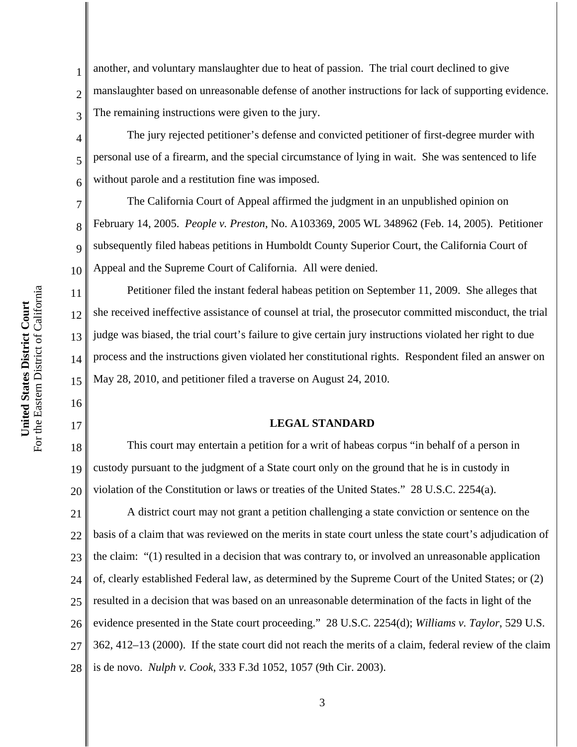another, and voluntary manslaughter due to heat of passion. The trial court declined to give manslaughter based on unreasonable defense of another instructions for lack of supporting evidence. The remaining instructions were given to the jury.

The jury rejected petitioner's defense and convicted petitioner of first-degree murder with personal use of a firearm, and the special circumstance of lying in wait. She was sentenced to life without parole and a restitution fine was imposed.

The California Court of Appeal affirmed the judgment in an unpublished opinion on February 14, 2005. *People v. Preston*, No. A103369, 2005 WL 348962 (Feb. 14, 2005). Petitioner subsequently filed habeas petitions in Humboldt County Superior Court, the California Court of Appeal and the Supreme Court of California. All were denied.

Petitioner filed the instant federal habeas petition on September 11, 2009. She alleges that she received ineffective assistance of counsel at trial, the prosecutor committed misconduct, the trial judge was biased, the trial court's failure to give certain jury instructions violated her right to due process and the instructions given violated her constitutional rights. Respondent filed an answer on May 28, 2010, and petitioner filed a traverse on August 24, 2010.

## LEGAL STANDARD

This court may entertain a petition for a writ of habeas corpus "in behalf of a person in custody pursuant to the judgment of a State court only on the ground that he is in custody in violation of the Constitution or laws or treaties of the United States." 28 U.S.C. 2254(a).

A district court may not grant a petition challenging a state conviction or sentence on the basis of a claim that was reviewed on the merits in state court unless the state court's adjudication of the claim: "(1) resulted in a decision that was contrary to, or involved an unreasonable application of, clearly established Federal law, as determined by the Supreme Court of the United States; or (2) resulted in a decision that was based on an unreasonable determination of the facts in light of the evidence presented in the State court proceeding." 28 U.S.C. 2254(d); *Williams v. Taylor*, 529 U.S. 362, 412–13 (2000). If the state court did not reach the merits of a claim, federal review of the claim is de novo. *Nulph v. Cook*, 333 F.3d 1052, 1057 (9th Cir. 2003).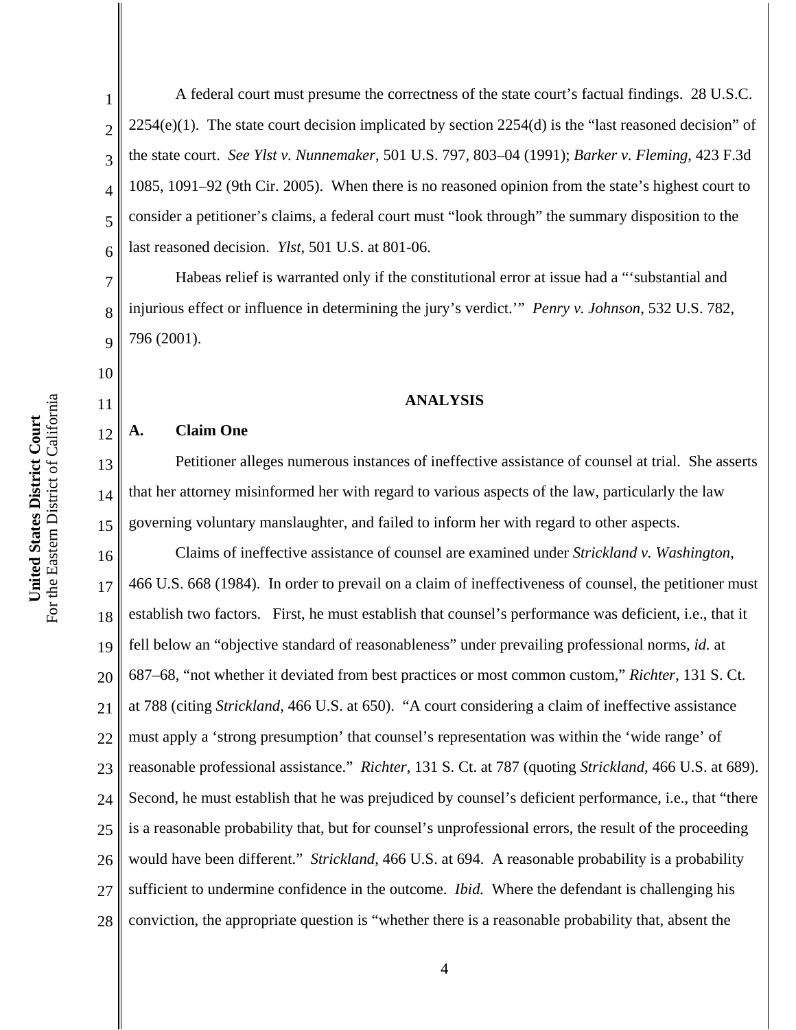A federal court must presume the correctness of the state court's factual findings. 28 U.S.C. 2254(e)(1). The state court decision implicated by section 2254(d) is the "last reasoned decision" of the state court. *See Ylst v. Nunnemaker*, 501 U.S. 797, 803–04 (1991); *Barker v. Fleming*, 423 F.3d 1085, 1091–92 (9th Cir. 2005). When there is no reasoned opinion from the state's highest court to consider a petitioner's claims, a federal court must "look through" the summary disposition to the last reasoned decision. *Ylst*, 501 U.S. at 801-06.

Habeas relief is warranted only if the constitutional error at issue had a "'substantial and injurious effect or influence in determining the jury's verdict.'" *Penry v. Johnson*, 532 U.S. 782, 796 (2001).

## ANALYSIS

### A. Claim One

Petitioner alleges numerous instances of ineffective assistance of counsel at trial. She asserts that her attorney misinformed her with regard to various aspects of the law, particularly the law governing voluntary manslaughter, and failed to inform her with regard to other aspects.

Claims of ineffective assistance of counsel are examined under *Strickland v. Washington*, 466 U.S. 668 (1984). In order to prevail on a claim of ineffectiveness of counsel, the petitioner must establish two factors. First, he must establish that counsel's performance was deficient, i.e., that it fell below an "objective standard of reasonableness" under prevailing professional norms, *id.* at 687–68, "not whether it deviated from best practices or most common custom," *Richter*, 131 S. Ct. at 788 (citing *Strickland*, 466 U.S. at 650). "A court considering a claim of ineffective assistance must apply a 'strong presumption' that counsel's representation was within the 'wide range' of reasonable professional assistance." *Richter*, 131 S. Ct. at 787 (quoting *Strickland*, 466 U.S. at 689). Second, he must establish that he was prejudiced by counsel's deficient performance, i.e., that "there is a reasonable probability that, but for counsel's unprofessional errors, the result of the proceeding would have been different." *Strickland*, 466 U.S. at 694. A reasonable probability is a probability sufficient to undermine confidence in the outcome. *Ibid.* Where the defendant is challenging his conviction, the appropriate question is "whether there is a reasonable probability that, absent the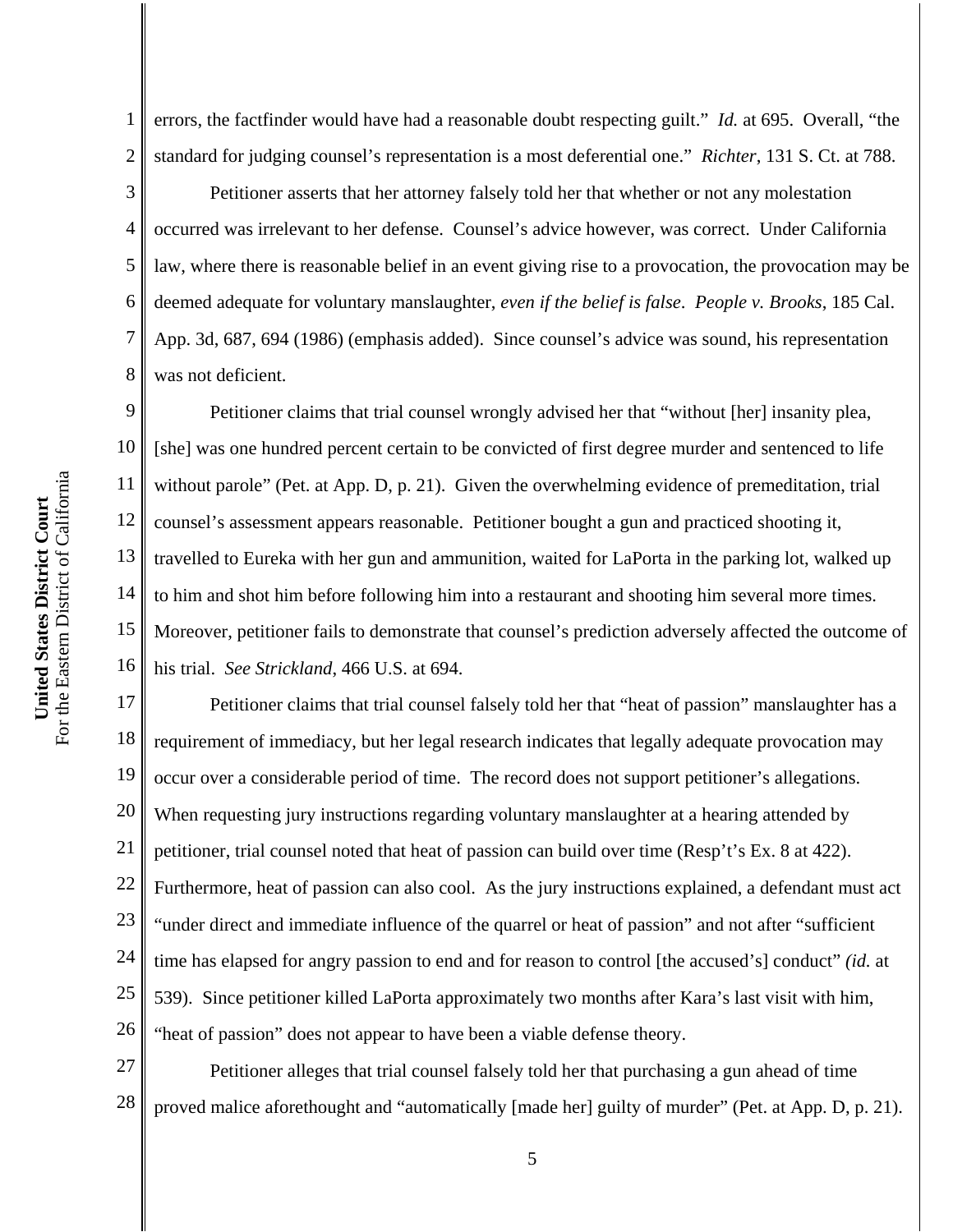errors, the factfinder would have had a reasonable doubt respecting guilt." *Id.* at 695. Overall, "the standard for judging counsel's representation is a most deferential one." *Richter*, 131 S. Ct. at 788.

Petitioner asserts that her attorney falsely told her that whether or not any molestation occurred was irrelevant to her defense. Counsel's advice however, was correct. Under California law, where there is reasonable belief in an event giving rise to a provocation, the provocation may be deemed adequate for voluntary manslaughter, *even if the belief is false*. *People v. Brooks*, 185 Cal. App. 3d, 687, 694 (1986) (emphasis added). Since counsel's advice was sound, his representation was not deficient.

Petitioner claims that trial counsel wrongly advised her that "without [her] insanity plea, [she] was one hundred percent certain to be convicted of first degree murder and sentenced to life without parole" (Pet. at App. D, p. 21). Given the overwhelming evidence of premeditation, trial counsel's assessment appears reasonable. Petitioner bought a gun and practiced shooting it, travelled to Eureka with her gun and ammunition, waited for LaPorta in the parking lot, walked up to him and shot him before following him into a restaurant and shooting him several more times. Moreover, petitioner fails to demonstrate that counsel's prediction adversely affected the outcome of his trial. *See Strickland*, 466 U.S. at 694.

Petitioner claims that trial counsel falsely told her that "heat of passion" manslaughter has a requirement of immediacy, but her legal research indicates that legally adequate provocation may occur over a considerable period of time. The record does not support petitioner's allegations. When requesting jury instructions regarding voluntary manslaughter at a hearing attended by petitioner, trial counsel noted that heat of passion can build over time (Resp't's Ex. 8 at 422). Furthermore, heat of passion can also cool. As the jury instructions explained, a defendant must act "under direct and immediate influence of the quarrel or heat of passion" and not after "sufficient time has elapsed for angry passion to end and for reason to control [the accused's] conduct" *(id.* at 539). Since petitioner killed LaPorta approximately two months after Kara's last visit with him, "heat of passion" does not appear to have been a viable defense theory.

Petitioner alleges that trial counsel falsely told her that purchasing a gun ahead of time proved malice aforethought and "automatically [made her] guilty of murder" (Pet. at App. D, p. 21).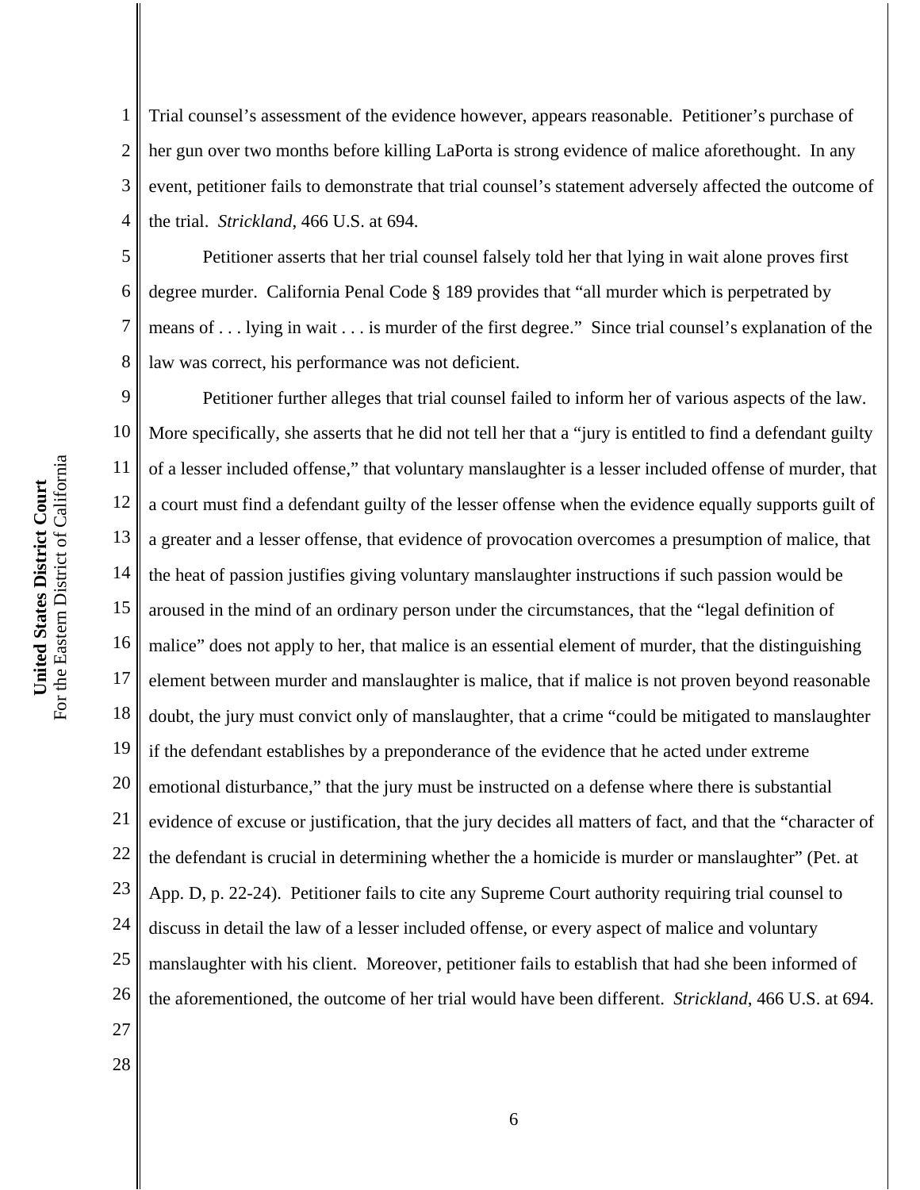Trial counsel's assessment of the evidence however, appears reasonable. Petitioner's purchase of her gun over two months before killing LaPorta is strong evidence of malice aforethought. In any event, petitioner fails to demonstrate that trial counsel's statement adversely affected the outcome of the trial. *Strickland*, 466 U.S. at 694.

Petitioner asserts that her trial counsel falsely told her that lying in wait alone proves first degree murder. California Penal Code § 189 provides that "all murder which is perpetrated by means of . . . lying in wait . . . is murder of the first degree." Since trial counsel's explanation of the law was correct, his performance was not deficient.

Petitioner further alleges that trial counsel failed to inform her of various aspects of the law. More specifically, she asserts that he did not tell her that a "jury is entitled to find a defendant guilty of a lesser included offense," that voluntary manslaughter is a lesser included offense of murder, that a court must find a defendant guilty of the lesser offense when the evidence equally supports guilt of a greater and a lesser offense, that evidence of provocation overcomes a presumption of malice, that the heat of passion justifies giving voluntary manslaughter instructions if such passion would be aroused in the mind of an ordinary person under the circumstances, that the "legal definition of malice" does not apply to her, that malice is an essential element of murder, that the distinguishing element between murder and manslaughter is malice, that if malice is not proven beyond reasonable doubt, the jury must convict only of manslaughter, that a crime "could be mitigated to manslaughter if the defendant establishes by a preponderance of the evidence that he acted under extreme emotional disturbance," that the jury must be instructed on a defense where there is substantial evidence of excuse or justification, that the jury decides all matters of fact, and that the "character of the defendant is crucial in determining whether the a homicide is murder or manslaughter" (Pet. at App. D, p. 22-24). Petitioner fails to cite any Supreme Court authority requiring trial counsel to discuss in detail the law of a lesser included offense, or every aspect of malice and voluntary manslaughter with his client. Moreover, petitioner fails to establish that had she been informed of the aforementioned, the outcome of her trial would have been different. *Strickland*, 466 U.S. at 694.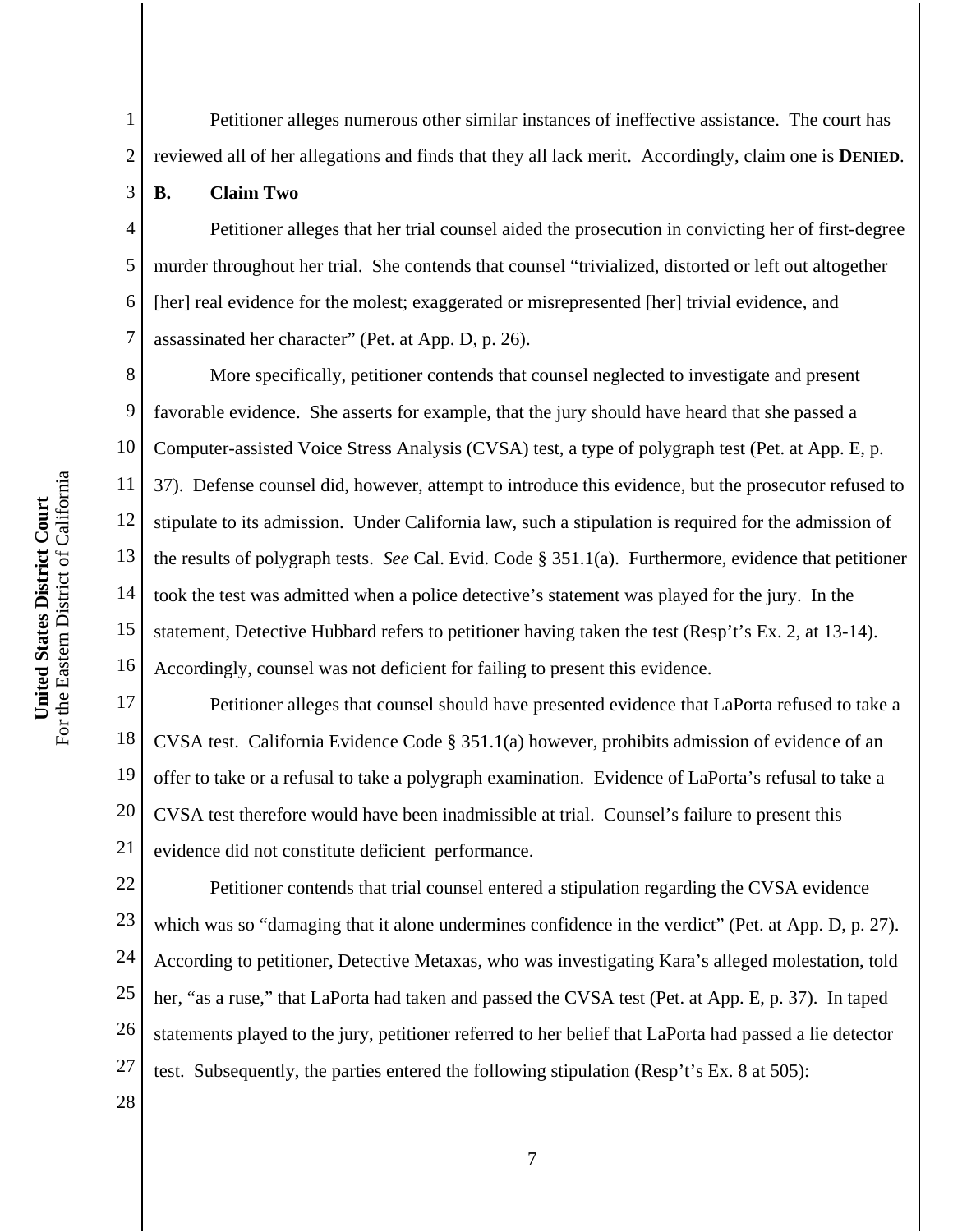Petitioner alleges numerous other similar instances of ineffective assistance. The court has reviewed all of her allegations and finds that they all lack merit. Accordingly, claim one is **DENIED**.

### B. Claim Two

Petitioner alleges that her trial counsel aided the prosecution in convicting her of first-degree murder throughout her trial. She contends that counsel "trivialized, distorted or left out altogether [her] real evidence for the molest; exaggerated or misrepresented [her] trivial evidence, and assassinated her character" (Pet. at App. D, p. 26).

More specifically, petitioner contends that counsel neglected to investigate and present favorable evidence. She asserts for example, that the jury should have heard that she passed a Computer-assisted Voice Stress Analysis (CVSA) test, a type of polygraph test (Pet. at App. E, p. 37). Defense counsel did, however, attempt to introduce this evidence, but the prosecutor refused to stipulate to its admission. Under California law, such a stipulation is required for the admission of the results of polygraph tests. *See* Cal. Evid. Code § 351.1(a). Furthermore, evidence that petitioner took the test was admitted when a police detective's statement was played for the jury. In the statement, Detective Hubbard refers to petitioner having taken the test (Resp't's Ex. 2, at 13-14). Accordingly, counsel was not deficient for failing to present this evidence.

Petitioner alleges that counsel should have presented evidence that LaPorta refused to take a CVSA test. California Evidence Code § 351.1(a) however, prohibits admission of evidence of an offer to take or a refusal to take a polygraph examination. Evidence of LaPorta's refusal to take a CVSA test therefore would have been inadmissible at trial. Counsel's failure to present this evidence did not constitute deficient performance.

Petitioner contends that trial counsel entered a stipulation regarding the CVSA evidence which was so "damaging that it alone undermines confidence in the verdict" (Pet. at App. D, p. 27). According to petitioner, Detective Metaxas, who was investigating Kara's alleged molestation, told her, "as a ruse," that LaPorta had taken and passed the CVSA test (Pet. at App. E, p. 37). In taped statements played to the jury, petitioner referred to her belief that LaPorta had passed a lie detector test. Subsequently, the parties entered the following stipulation (Resp't's Ex. 8 at 505):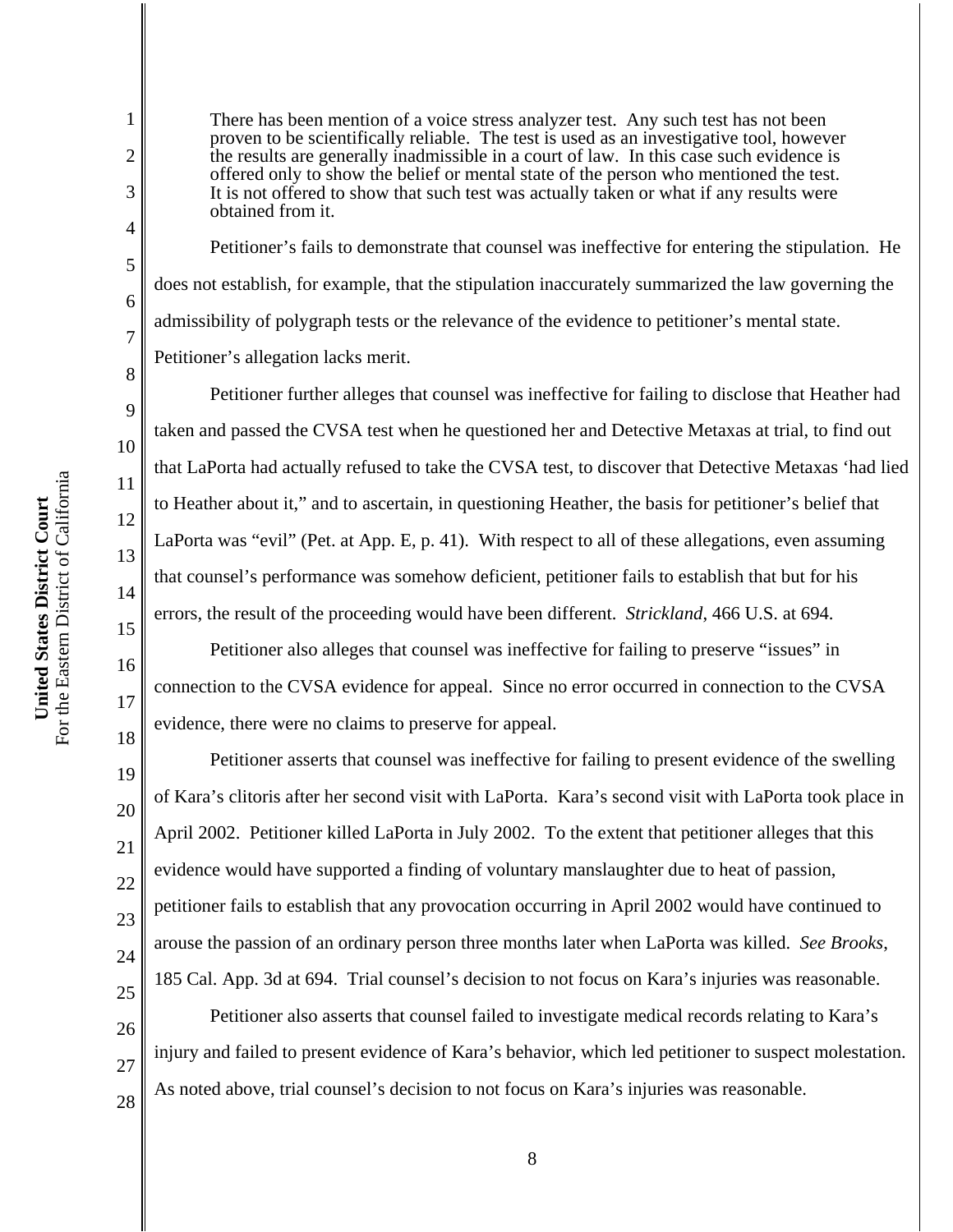> There has been mention of a voice stress analyzer test. Any such test has not been proven to be scientifically reliable. The test is used as an investigative tool, however the results are generally inadmissible in a court of law. In this case such evidence is offered only to show the belief or mental state of the person who mentioned the test. It is not offered to show that such test was actually taken or what if any results were obtained from it.

Petitioner's fails to demonstrate that counsel was ineffective for entering the stipulation. He does not establish, for example, that the stipulation inaccurately summarized the law governing the admissibility of polygraph tests or the relevance of the evidence to petitioner's mental state. Petitioner's allegation lacks merit.

Petitioner further alleges that counsel was ineffective for failing to disclose that Heather had taken and passed the CVSA test when he questioned her and Detective Metaxas at trial, to find out that LaPorta had actually refused to take the CVSA test, to discover that Detective Metaxas 'had lied to Heather about it," and to ascertain, in questioning Heather, the basis for petitioner's belief that LaPorta was "evil" (Pet. at App. E, p. 41). With respect to all of these allegations, even assuming that counsel's performance was somehow deficient, petitioner fails to establish that but for his errors, the result of the proceeding would have been different. *Strickland*, 466 U.S. at 694.

Petitioner also alleges that counsel was ineffective for failing to preserve "issues" in connection to the CVSA evidence for appeal. Since no error occurred in connection to the CVSA evidence, there were no claims to preserve for appeal.

Petitioner asserts that counsel was ineffective for failing to present evidence of the swelling of Kara's clitoris after her second visit with LaPorta. Kara's second visit with LaPorta took place in April 2002. Petitioner killed LaPorta in July 2002. To the extent that petitioner alleges that this evidence would have supported a finding of voluntary manslaughter due to heat of passion, petitioner fails to establish that any provocation occurring in April 2002 would have continued to arouse the passion of an ordinary person three months later when LaPorta was killed. *See Brooks*, 185 Cal. App. 3d at 694. Trial counsel's decision to not focus on Kara's injuries was reasonable.

Petitioner also asserts that counsel failed to investigate medical records relating to Kara's injury and failed to present evidence of Kara's behavior, which led petitioner to suspect molestation. As noted above, trial counsel's decision to not focus on Kara's injuries was reasonable.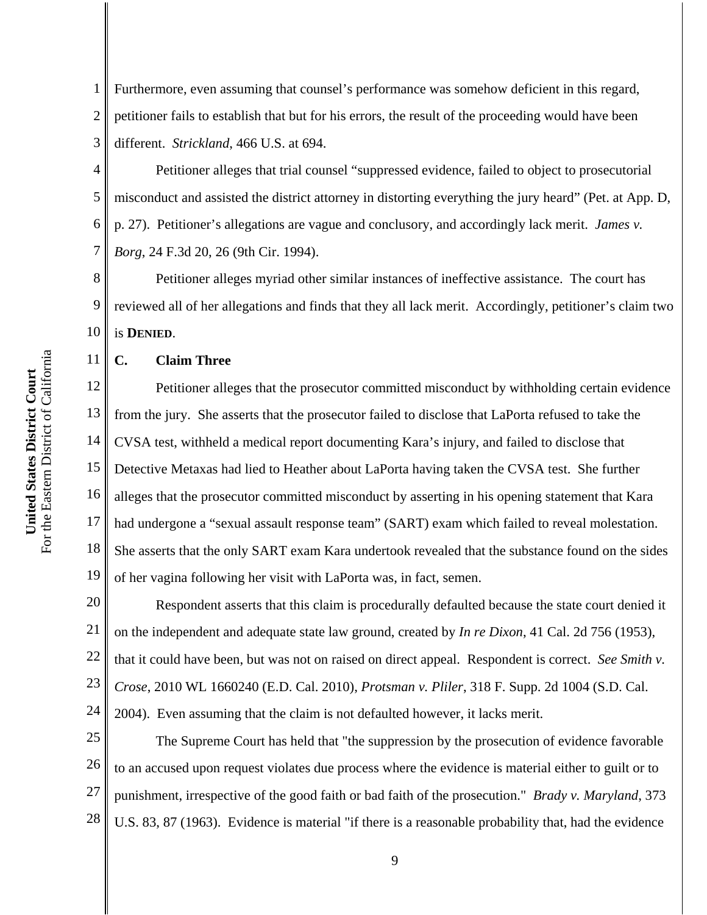Furthermore, even assuming that counsel's performance was somehow deficient in this regard, petitioner fails to establish that but for his errors, the result of the proceeding would have been different. *Strickland*, 466 U.S. at 694.

Petitioner alleges that trial counsel "suppressed evidence, failed to object to prosecutorial misconduct and assisted the district attorney in distorting everything the jury heard" (Pet. at App. D, p. 27). Petitioner's allegations are vague and conclusory, and accordingly lack merit. *James v. Borg*, 24 F.3d 20, 26 (9th Cir. 1994).

Petitioner alleges myriad other similar instances of ineffective assistance. The court has reviewed all of her allegations and finds that they all lack merit. Accordingly, petitioner's claim two is **DENIED**.

### C. Claim Three

Petitioner alleges that the prosecutor committed misconduct by withholding certain evidence from the jury. She asserts that the prosecutor failed to disclose that LaPorta refused to take the CVSA test, withheld a medical report documenting Kara's injury, and failed to disclose that Detective Metaxas had lied to Heather about LaPorta having taken the CVSA test. She further alleges that the prosecutor committed misconduct by asserting in his opening statement that Kara had undergone a "sexual assault response team" (SART) exam which failed to reveal molestation. She asserts that the only SART exam Kara undertook revealed that the substance found on the sides of her vagina following her visit with LaPorta was, in fact, semen.

Respondent asserts that this claim is procedurally defaulted because the state court denied it on the independent and adequate state law ground, created by *In re Dixon*, 41 Cal. 2d 756 (1953), that it could have been, but was not on raised on direct appeal. Respondent is correct. *See Smith v. Crose*, 2010 WL 1660240 (E.D. Cal. 2010), *Protsman v. Pliler*, 318 F. Supp. 2d 1004 (S.D. Cal. 2004). Even assuming that the claim is not defaulted however, it lacks merit.

The Supreme Court has held that "the suppression by the prosecution of evidence favorable to an accused upon request violates due process where the evidence is material either to guilt or to punishment, irrespective of the good faith or bad faith of the prosecution." *Brady v. Maryland*, 373 U.S. 83, 87 (1963). Evidence is material "if there is a reasonable probability that, had the evidence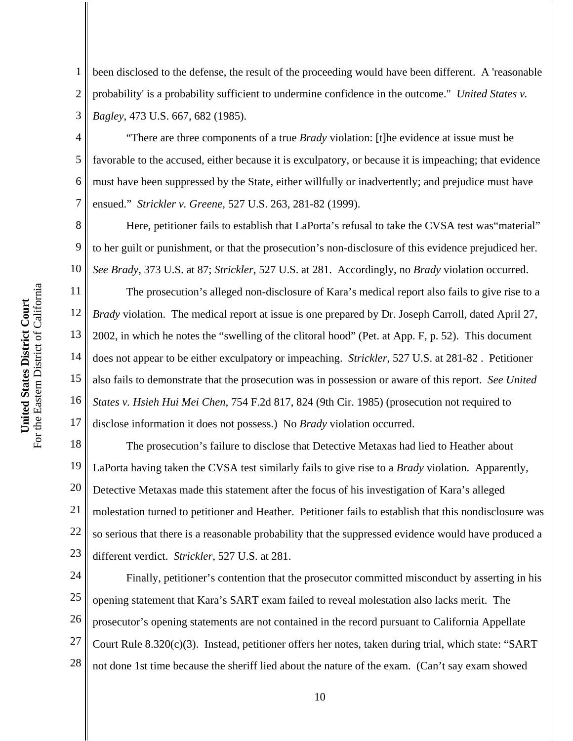been disclosed to the defense, the result of the proceeding would have been different. A 'reasonable probability' is a probability sufficient to undermine confidence in the outcome." *United States v. Bagley*, 473 U.S. 667, 682 (1985).

"There are three components of a true *Brady* violation: [t]he evidence at issue must be favorable to the accused, either because it is exculpatory, or because it is impeaching; that evidence must have been suppressed by the State, either willfully or inadvertently; and prejudice must have ensued." *Strickler v. Greene*, 527 U.S. 263, 281-82 (1999).

Here, petitioner fails to establish that LaPorta's refusal to take the CVSA test was"material" to her guilt or punishment, or that the prosecution's non-disclosure of this evidence prejudiced her. *See Brady*, 373 U.S. at 87; *Strickler*, 527 U.S. at 281. Accordingly, no *Brady* violation occurred.

The prosecution's alleged non-disclosure of Kara's medical report also fails to give rise to a *Brady* violation. The medical report at issue is one prepared by Dr. Joseph Carroll, dated April 27, 2002, in which he notes the "swelling of the clitoral hood" (Pet. at App. F, p. 52). This document does not appear to be either exculpatory or impeaching. *Strickler*, 527 U.S. at 281-82 . Petitioner also fails to demonstrate that the prosecution was in possession or aware of this report. *See United States v. Hsieh Hui Mei Chen*, 754 F.2d 817, 824 (9th Cir. 1985) (prosecution not required to disclose information it does not possess.) No *Brady* violation occurred.

The prosecution's failure to disclose that Detective Metaxas had lied to Heather about LaPorta having taken the CVSA test similarly fails to give rise to a *Brady* violation. Apparently, Detective Metaxas made this statement after the focus of his investigation of Kara's alleged molestation turned to petitioner and Heather. Petitioner fails to establish that this nondisclosure was so serious that there is a reasonable probability that the suppressed evidence would have produced a different verdict. *Strickler*, 527 U.S. at 281.

Finally, petitioner's contention that the prosecutor committed misconduct by asserting in his opening statement that Kara's SART exam failed to reveal molestation also lacks merit. The prosecutor's opening statements are not contained in the record pursuant to California Appellate Court Rule 8.320(c)(3). Instead, petitioner offers her notes, taken during trial, which state: "SART not done 1st time because the sheriff lied about the nature of the exam. (Can't say exam showed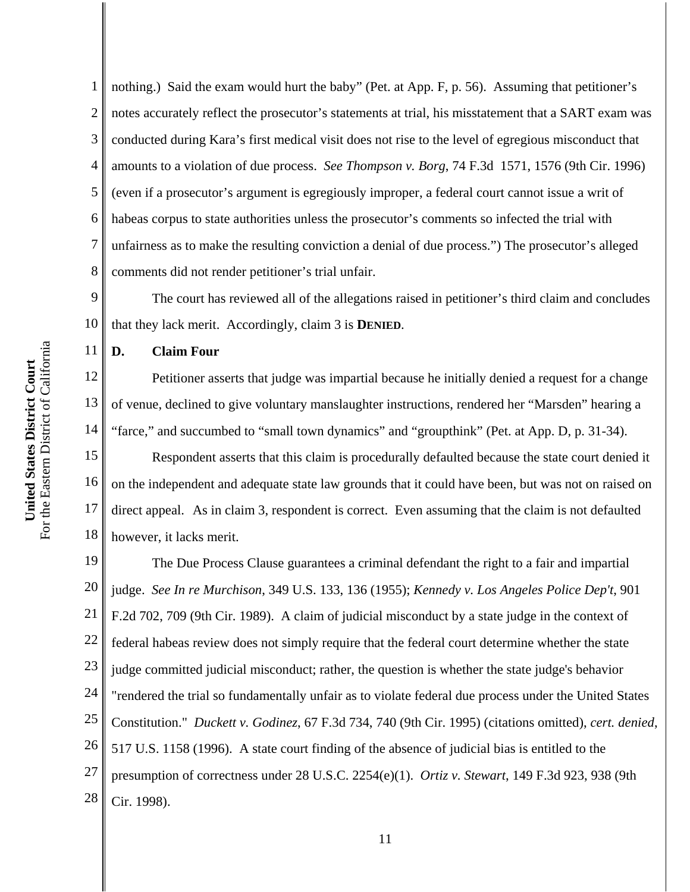nothing.) Said the exam would hurt the baby" (Pet. at App. F, p. 56). Assuming that petitioner's notes accurately reflect the prosecutor's statements at trial, his misstatement that a SART exam was conducted during Kara's first medical visit does not rise to the level of egregious misconduct that amounts to a violation of due process. *See Thompson v. Borg*, 74 F.3d 1571, 1576 (9th Cir. 1996) (even if a prosecutor's argument is egregiously improper, a federal court cannot issue a writ of habeas corpus to state authorities unless the prosecutor's comments so infected the trial with unfairness as to make the resulting conviction a denial of due process.") The prosecutor's alleged comments did not render petitioner's trial unfair.

The court has reviewed all of the allegations raised in petitioner's third claim and concludes that they lack merit. Accordingly, claim 3 is **DENIED**.

**D. Claim Four**

Petitioner asserts that judge was impartial because he initially denied a request for a change of venue, declined to give voluntary manslaughter instructions, rendered her "Marsden" hearing a "farce," and succumbed to "small town dynamics" and "groupthink" (Pet. at App. D, p. 31-34).

Respondent asserts that this claim is procedurally defaulted because the state court denied it on the independent and adequate state law grounds that it could have been, but was not on raised on direct appeal. As in claim 3, respondent is correct. Even assuming that the claim is not defaulted however, it lacks merit.

The Due Process Clause guarantees a criminal defendant the right to a fair and impartial judge. *See In re Murchison*, 349 U.S. 133, 136 (1955); *Kennedy v. Los Angeles Police Dep't*, 901 F.2d 702, 709 (9th Cir. 1989). A claim of judicial misconduct by a state judge in the context of federal habeas review does not simply require that the federal court determine whether the state judge committed judicial misconduct; rather, the question is whether the state judge's behavior "rendered the trial so fundamentally unfair as to violate federal due process under the United States Constitution." *Duckett v. Godinez*, 67 F.3d 734, 740 (9th Cir. 1995) (citations omitted), *cert. denied*, 517 U.S. 1158 (1996). A state court finding of the absence of judicial bias is entitled to the presumption of correctness under 28 U.S.C. 2254(e)(1). *Ortiz v. Stewart*, 149 F.3d 923, 938 (9th Cir. 1998).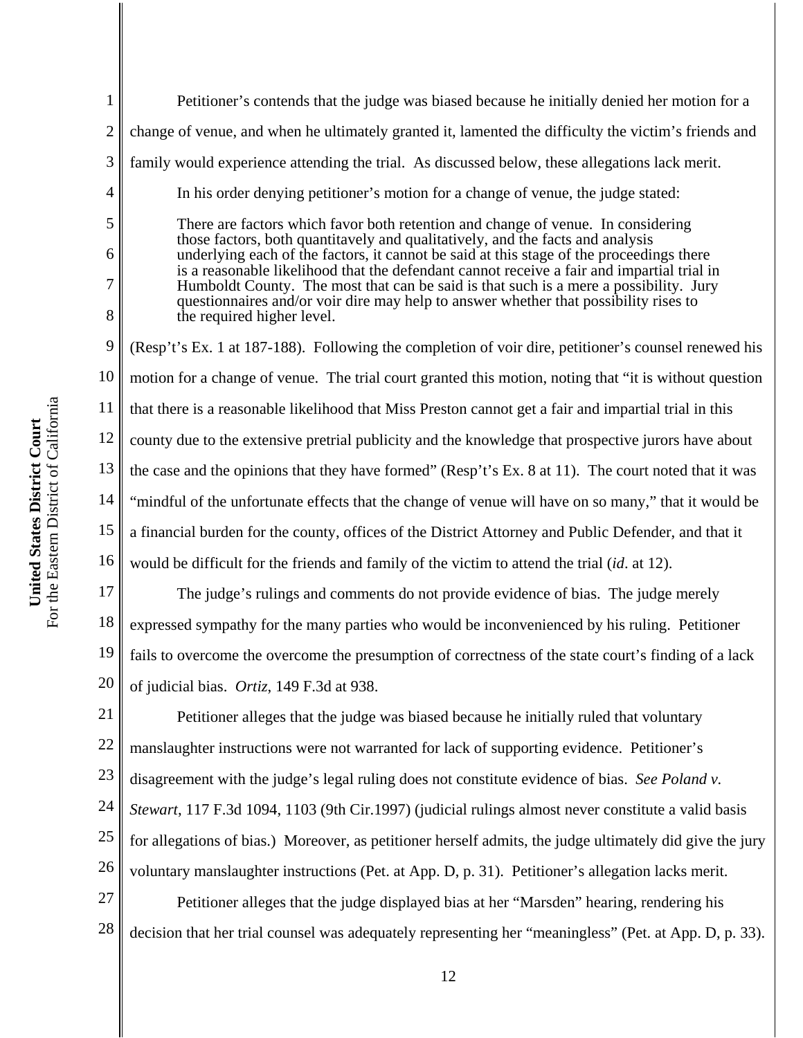Petitioner's contends that the judge was biased because he initially denied her motion for a change of venue, and when he ultimately granted it, lamented the difficulty the victim's friends and family would experience attending the trial. As discussed below, these allegations lack merit.

In his order denying petitioner's motion for a change of venue, the judge stated:

> There are factors which favor both retention and change of venue. In considering those factors, both quantitatively and qualitatively, and the facts and analysis underlying each of the factors, it cannot be said at this stage of the proceedings there is a reasonable likelihood that the defendant cannot receive a fair and impartial trial in Humboldt County. The most that can be said is that such is a mere a possibility. Jury questionnaires and/or voir dire may help to answer whether that possibility rises to the required higher level.

(Resp't's Ex. 1 at 187-188). Following the completion of voir dire, petitioner's counsel renewed his motion for a change of venue. The trial court granted this motion, noting that "it is without question that there is a reasonable likelihood that Miss Preston cannot get a fair and impartial trial in this county due to the extensive pretrial publicity and the knowledge that prospective jurors have about the case and the opinions that they have formed" (Resp't's Ex. 8 at 11). The court noted that it was "mindful of the unfortunate effects that the change of venue will have on so many," that it would be a financial burden for the county, offices of the District Attorney and Public Defender, and that it would be difficult for the friends and family of the victim to attend the trial (*id*. at 12).

The judge's rulings and comments do not provide evidence of bias. The judge merely expressed sympathy for the many parties who would be inconvenienced by his ruling. Petitioner fails to overcome the overcome the presumption of correctness of the state court's finding of a lack of judicial bias. *Ortiz*, 149 F.3d at 938.

Petitioner alleges that the judge was biased because he initially ruled that voluntary manslaughter instructions were not warranted for lack of supporting evidence. Petitioner's disagreement with the judge's legal ruling does not constitute evidence of bias. *See Poland v. Stewart*, 117 F.3d 1094, 1103 (9th Cir.1997) (judicial rulings almost never constitute a valid basis for allegations of bias.) Moreover, as petitioner herself admits, the judge ultimately did give the jury voluntary manslaughter instructions (Pet. at App. D, p. 31). Petitioner's allegation lacks merit.

Petitioner alleges that the judge displayed bias at her "Marsden" hearing, rendering his decision that her trial counsel was adequately representing her "meaningless" (Pet. at App. D, p. 33).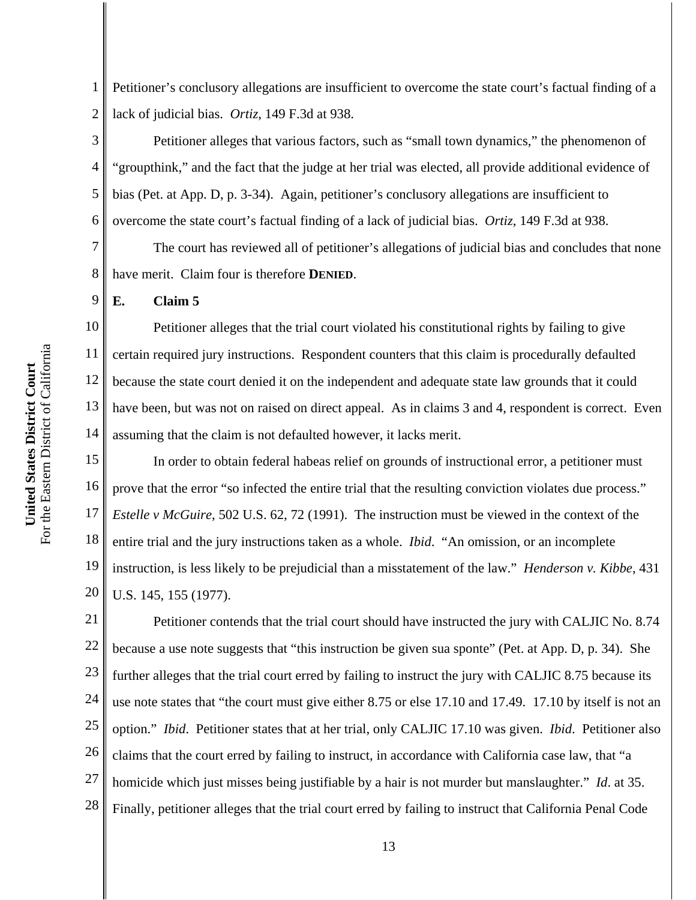Petitioner's conclusory allegations are insufficient to overcome the state court's factual finding of a lack of judicial bias. *Ortiz*, 149 F.3d at 938.

Petitioner alleges that various factors, such as "small town dynamics," the phenomenon of "groupthink," and the fact that the judge at her trial was elected, all provide additional evidence of bias (Pet. at App. D, p. 3-34). Again, petitioner's conclusory allegations are insufficient to overcome the state court's factual finding of a lack of judicial bias. *Ortiz*, 149 F.3d at 938.

The court has reviewed all of petitioner's allegations of judicial bias and concludes that none have merit. Claim four is therefore **DENIED**.

### E. Claim 5

Petitioner alleges that the trial court violated his constitutional rights by failing to give certain required jury instructions. Respondent counters that this claim is procedurally defaulted because the state court denied it on the independent and adequate state law grounds that it could have been, but was not on raised on direct appeal. As in claims 3 and 4, respondent is correct. Even assuming that the claim is not defaulted however, it lacks merit.

In order to obtain federal habeas relief on grounds of instructional error, a petitioner must prove that the error "so infected the entire trial that the resulting conviction violates due process." *Estelle v McGuire*, 502 U.S. 62, 72 (1991). The instruction must be viewed in the context of the entire trial and the jury instructions taken as a whole. *Ibid*. "An omission, or an incomplete instruction, is less likely to be prejudicial than a misstatement of the law." *Henderson v. Kibbe*, 431 U.S. 145, 155 (1977).

Petitioner contends that the trial court should have instructed the jury with CALJIC No. 8.74 because a use note suggests that "this instruction be given sua sponte" (Pet. at App. D, p. 34). She further alleges that the trial court erred by failing to instruct the jury with CALJIC 8.75 because its use note states that "the court must give either 8.75 or else 17.10 and 17.49. 17.10 by itself is not an option." *Ibid*. Petitioner states that at her trial, only CALJIC 17.10 was given. *Ibid*. Petitioner also claims that the court erred by failing to instruct, in accordance with California case law, that "a homicide which just misses being justifiable by a hair is not murder but manslaughter." *Id*. at 35. Finally, petitioner alleges that the trial court erred by failing to instruct that California Penal Code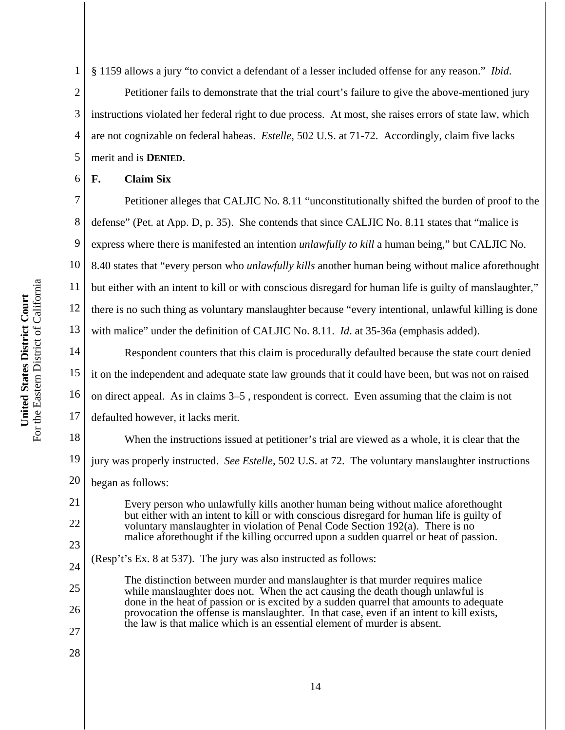§ 1159 allows a jury "to convict a defendant of a lesser included offense for any reason." *Ibid*.

Petitioner fails to demonstrate that the trial court's failure to give the above-mentioned jury instructions violated her federal right to due process. At most, she raises errors of state law, which are not cognizable on federal habeas. *Estelle*, 502 U.S. at 71-72. Accordingly, claim five lacks merit and is **DENIED**.

**F. Claim Six**

Petitioner alleges that CALJIC No. 8.11 "unconstitutionally shifted the burden of proof to the defense" (Pet. at App. D, p. 35). She contends that since CALJIC No. 8.11 states that "malice is express where there is manifested an intention *unlawfully to kill* a human being," but CALJIC No. 8.40 states that "every person who *unlawfully kills* another human being without malice aforethought but either with an intent to kill or with conscious disregard for human life is guilty of manslaughter," there is no such thing as voluntary manslaughter because "every intentional, unlawful killing is done with malice" under the definition of CALJIC No. 8.11. *Id*. at 35-36a (emphasis added).

Respondent counters that this claim is procedurally defaulted because the state court denied it on the independent and adequate state law grounds that it could have been, but was not on raised on direct appeal. As in claims 3–5 , respondent is correct. Even assuming that the claim is not defaulted however, it lacks merit.

When the instructions issued at petitioner's trial are viewed as a whole, it is clear that the jury was properly instructed. *See Estelle*, 502 U.S. at 72. The voluntary manslaughter instructions began as follows:

> Every person who unlawfully kills another human being without malice aforethought but either with an intent to kill or with conscious disregard for human life is guilty of voluntary manslaughter in violation of Penal Code Section 192(a). There is no malice aforethought if the killing occurred upon a sudden quarrel or heat of passion.

(Resp't's Ex. 8 at 537). The jury was also instructed as follows:

> The distinction between murder and manslaughter is that murder requires malice while manslaughter does not. When the act causing the death though unlawful is done in the heat of passion or is excited by a sudden quarrel that amounts to adequate provocation the offense is manslaughter. In that case, even if an intent to kill exists, the law is that malice which is an essential element of murder is absent.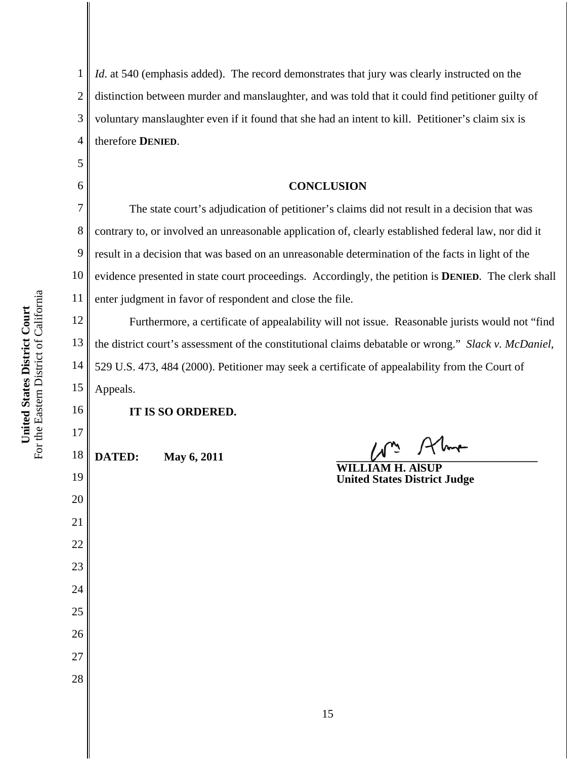*Id*. at 540 (emphasis added). The record demonstrates that jury was clearly instructed on the distinction between murder and manslaughter, and was told that it could find petitioner guilty of voluntary manslaughter even if it found that she had an intent to kill. Petitioner's claim six is therefore **DENIED**.

## CONCLUSION

The state court's adjudication of petitioner's claims did not result in a decision that was contrary to, or involved an unreasonable application of, clearly established federal law, nor did it result in a decision that was based on an unreasonable determination of the facts in light of the evidence presented in state court proceedings. Accordingly, the petition is **DENIED**. The clerk shall enter judgment in favor of respondent and close the file.

Furthermore, a certificate of appealability will not issue. Reasonable jurists would not "find the district court's assessment of the constitutional claims debatable or wrong." *Slack v. McDaniel*, 529 U.S. 473, 484 (2000). Petitioner may seek a certificate of appealability from the Court of Appeals.

**IT IS SO ORDERED.**

**DATED: May 6, 2011**

**WILLIAM H. AlSUP**
**United States District Judge**